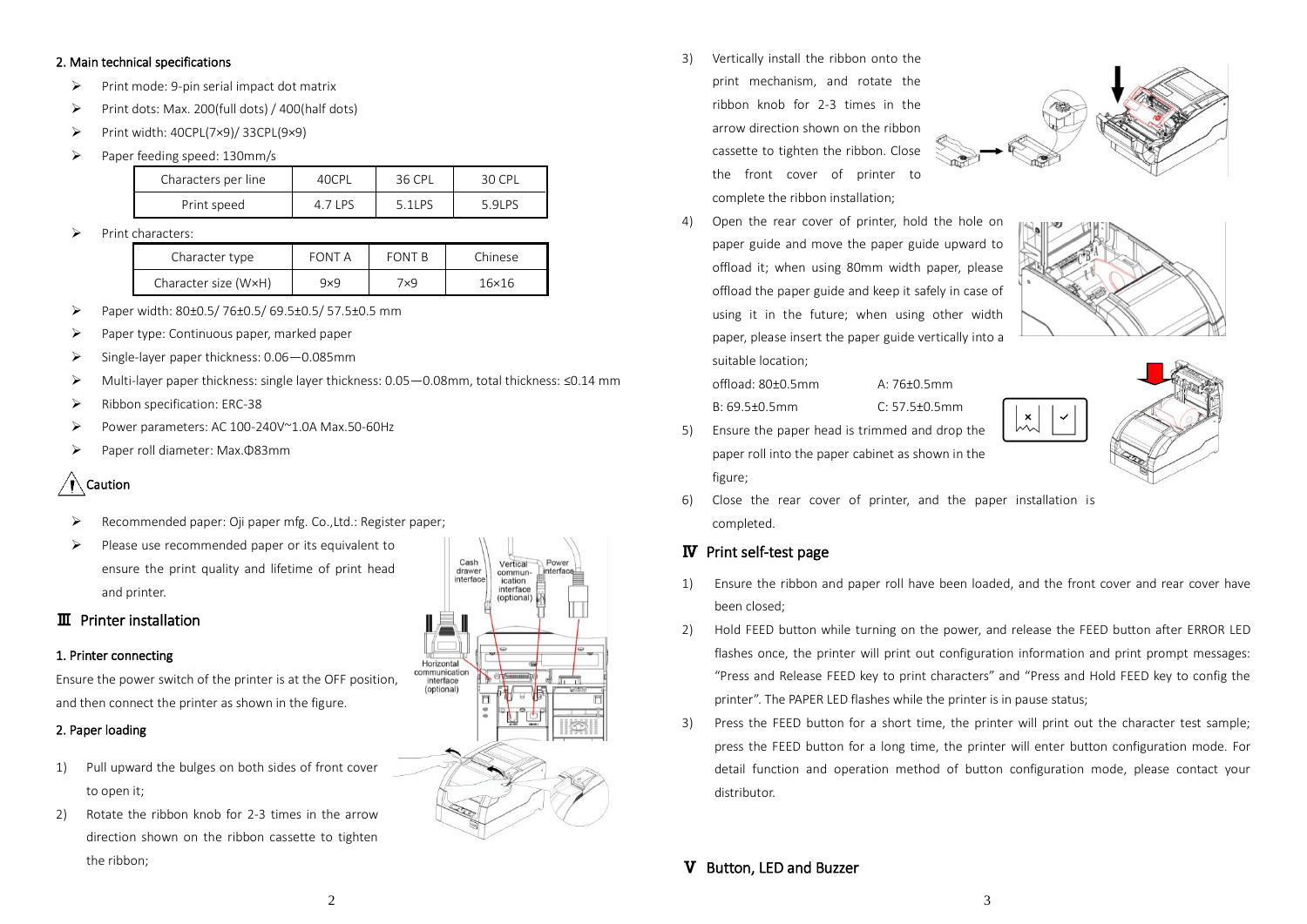## 2. Main technical specifications

- Print mode: 9-pin serial impact dot matrix
- Print dots: Max. 200(full dots) / 400(half dots)
- Print width: 40CPL(7×9)/ 33CPL(9×9)
- Paper feeding speed: 130mm/s

| Characters per line | 40CPL | 36 CPL | 30 CPL |
|---|---|---|---|
| Print speed | 4.7 LPS | 5.1LPS | 5.9LPS |

- Print characters:

| Character type | FONT A | FONT B | Chinese |
|---|---|---|---|
| Character size (W×H) | 9×9 | 7×9 | 16×16 |

- Paper width: 80±0.5/ 76±0.5/ 69.5±0.5/ 57.5±0.5 mm
- Paper type: Continuous paper, marked paper
- Single-layer paper thickness: 0.06—0.085mm
- Multi-layer paper thickness: single layer thickness: 0.05—0.08mm, total thickness: ≤0.14 mm
- Ribbon specification: ERC-38
- Power parameters: AC 100-240V~1.0A Max.50-60Hz
- Paper roll diameter: Max.Φ83mm

**Caution**

- Recommended paper: Oji paper mfg. Co.,Ltd.: Register paper;
- Please use recommended paper or its equivalent to ensure the print quality and lifetime of print head and printer.

# Ⅲ Printer installation

## 1. Printer connecting

Ensure the power switch of the printer is at the OFF position, and then connect the printer as shown in the figure.

Cash drawer interface | Vertical communication interface (optional) | Power interface | Horizontal communication interface (optional)

## 2. Paper loading

1) Pull upward the bulges on both sides of front cover to open it;
2) Rotate the ribbon knob for 2-3 times in the arrow direction shown on the ribbon cassette to tighten the ribbon;
3) Vertically install the ribbon onto the print mechanism, and rotate the ribbon knob for 2-3 times in the arrow direction shown on the ribbon cassette to tighten the ribbon. Close the front cover of printer to complete the ribbon installation;
4) Open the rear cover of printer, hold the hole on paper guide and move the paper guide upward to offload it; when using 80mm width paper, please offload the paper guide and keep it safely in case of using it in the future; when using other width paper, please insert the paper guide vertically into a suitable location;

   offload: 80±0.5mm  A: 76±0.5mm

   B: 69.5±0.5mm  C: 57.5±0.5mm
5) Ensure the paper head is trimmed and drop the paper roll into the paper cabinet as shown in the figure;
6) Close the rear cover of printer, and the paper installation is completed.

# Ⅳ Print self-test page

1) Ensure the ribbon and paper roll have been loaded, and the front cover and rear cover have been closed;
2) Hold FEED button while turning on the power, and release the FEED button after ERROR LED flashes once, the printer will print out configuration information and print prompt messages: "Press and Release FEED key to print characters" and "Press and Hold FEED key to config the printer". The PAPER LED flashes while the printer is in pause status;
3) Press the FEED button for a short time, the printer will print out the character test sample; press the FEED button for a long time, the printer will enter button configuration mode. For detail function and operation method of button configuration mode, please contact your distributor.

# Ⅴ Button, LED and Buzzer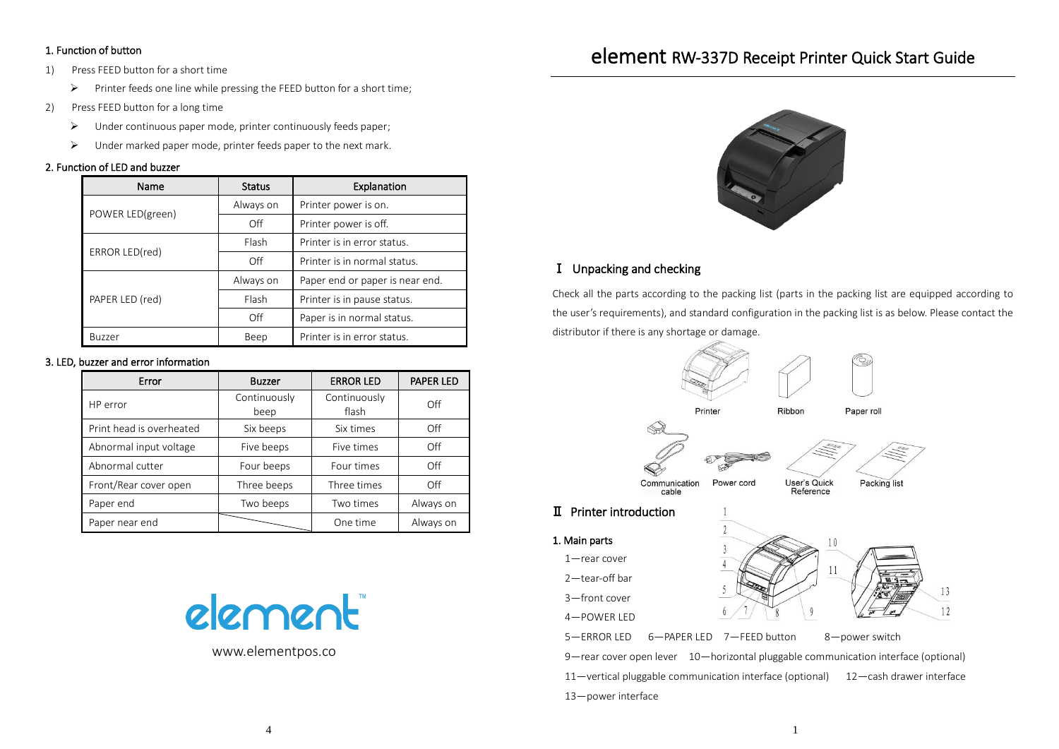### 1. Function of button

1) Press FEED button for a short time
   - Printer feeds one line while pressing the FEED button for a short time;
2) Press FEED button for a long time
   - Under continuous paper mode, printer continuously feeds paper;
   - Under marked paper mode, printer feeds paper to the next mark.

### 2. Function of LED and buzzer

| Name | Status | Explanation |
|---|---|---|
| POWER LED(green) | Always on | Printer power is on. |
| | Off | Printer power is off. |
| ERROR LED(red) | Flash | Printer is in error status. |
| | Off | Printer is in normal status. |
| PAPER LED (red) | Always on | Paper end or paper is near end. |
| | Flash | Printer is in pause status. |
| | Off | Paper is in normal status. |
| Buzzer | Beep | Printer is in error status. |

### 3. LED, buzzer and error information

| Error | Buzzer | ERROR LED | PAPER LED |
|---|---|---|---|
| HP error | Continuously beep | Continuously flash | Off |
| Print head is overheated | Six beeps | Six times | Off |
| Abnormal input voltage | Five beeps | Five times | Off |
| Abnormal cutter | Four beeps | Four times | Off |
| Front/Rear cover open | Three beeps | Three times | Off |
| Paper end | Two beeps | Two times | Always on |
| Paper near end | | One time | Always on |

element™

www.elementpos.co

# element RW-337D Receipt Printer Quick Start Guide

## Ⅰ Unpacking and checking

Check all the parts according to the packing list (parts in the packing list are equipped according to the user's requirements), and standard configuration in the packing list is as below. Please contact the distributor if there is any shortage or damage.

Printer | Ribbon | Paper roll | Communication cable | Power cord | User's Quick Reference | Packing list

## Ⅱ Printer introduction

### 1. Main parts

1—rear cover
2—tear-off bar
3—front cover
4—POWER LED
5—ERROR LED 6—PAPER LED 7—FEED button 8—power switch
9—rear cover open lever 10—horizontal pluggable communication interface (optional)
11—vertical pluggable communication interface (optional) 12—cash drawer interface
13—power interface